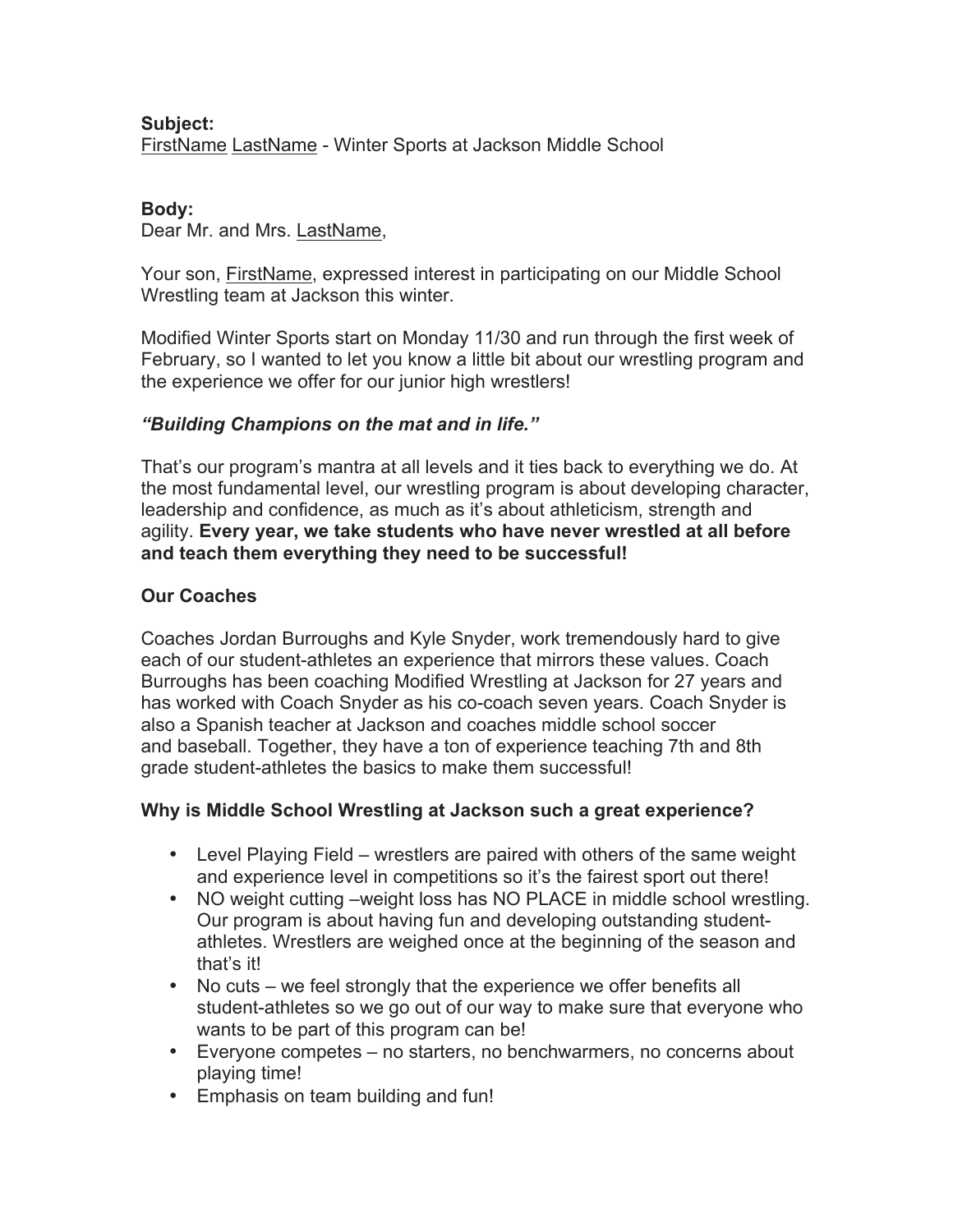**Subject:**
FirstName LastName - Winter Sports at Jackson Middle School

**Body:**
Dear Mr. and Mrs. LastName,

Your son, FirstName, expressed interest in participating on our Middle School Wrestling team at Jackson this winter.

Modified Winter Sports start on Monday 11/30 and run through the first week of February, so I wanted to let you know a little bit about our wrestling program and the experience we offer for our junior high wrestlers!

***"Building Champions on the mat and in life."***

That's our program's mantra at all levels and it ties back to everything we do. At the most fundamental level, our wrestling program is about developing character, leadership and confidence, as much as it's about athleticism, strength and agility. **Every year, we take students who have never wrestled at all before and teach them everything they need to be successful!**

**Our Coaches**

Coaches Jordan Burroughs and Kyle Snyder, work tremendously hard to give each of our student-athletes an experience that mirrors these values. Coach Burroughs has been coaching Modified Wrestling at Jackson for 27 years and has worked with Coach Snyder as his co-coach seven years. Coach Snyder is also a Spanish teacher at Jackson and coaches middle school soccer and baseball. Together, they have a ton of experience teaching 7th and 8th grade student-athletes the basics to make them successful!

**Why is Middle School Wrestling at Jackson such a great experience?**

- Level Playing Field – wrestlers are paired with others of the same weight and experience level in competitions so it's the fairest sport out there!
- NO weight cutting –weight loss has NO PLACE in middle school wrestling. Our program is about having fun and developing outstanding student-athletes. Wrestlers are weighed once at the beginning of the season and that's it!
- No cuts – we feel strongly that the experience we offer benefits all student-athletes so we go out of our way to make sure that everyone who wants to be part of this program can be!
- Everyone competes – no starters, no benchwarmers, no concerns about playing time!
- Emphasis on team building and fun!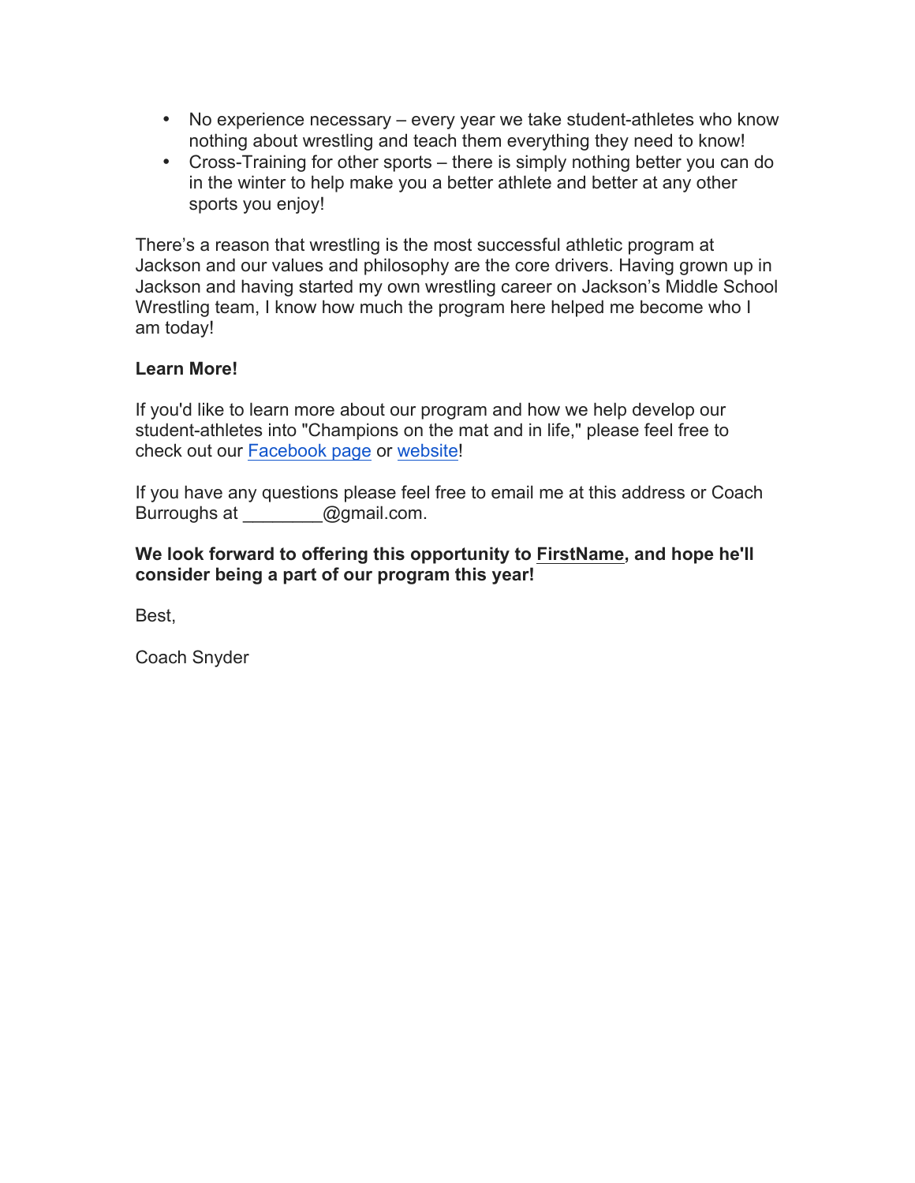- No experience necessary – every year we take student-athletes who know nothing about wrestling and teach them everything they need to know!
- Cross-Training for other sports – there is simply nothing better you can do in the winter to help make you a better athlete and better at any other sports you enjoy!

There's a reason that wrestling is the most successful athletic program at Jackson and our values and philosophy are the core drivers. Having grown up in Jackson and having started my own wrestling career on Jackson's Middle School Wrestling team, I know how much the program here helped me become who I am today!

**Learn More!**

If you'd like to learn more about our program and how we help develop our student-athletes into "Champions on the mat and in life," please feel free to check out our Facebook page or website!

If you have any questions please feel free to email me at this address or Coach Burroughs at ________@gmail.com.

**We look forward to offering this opportunity to FirstName, and hope he'll consider being a part of our program this year!**

Best,

Coach Snyder